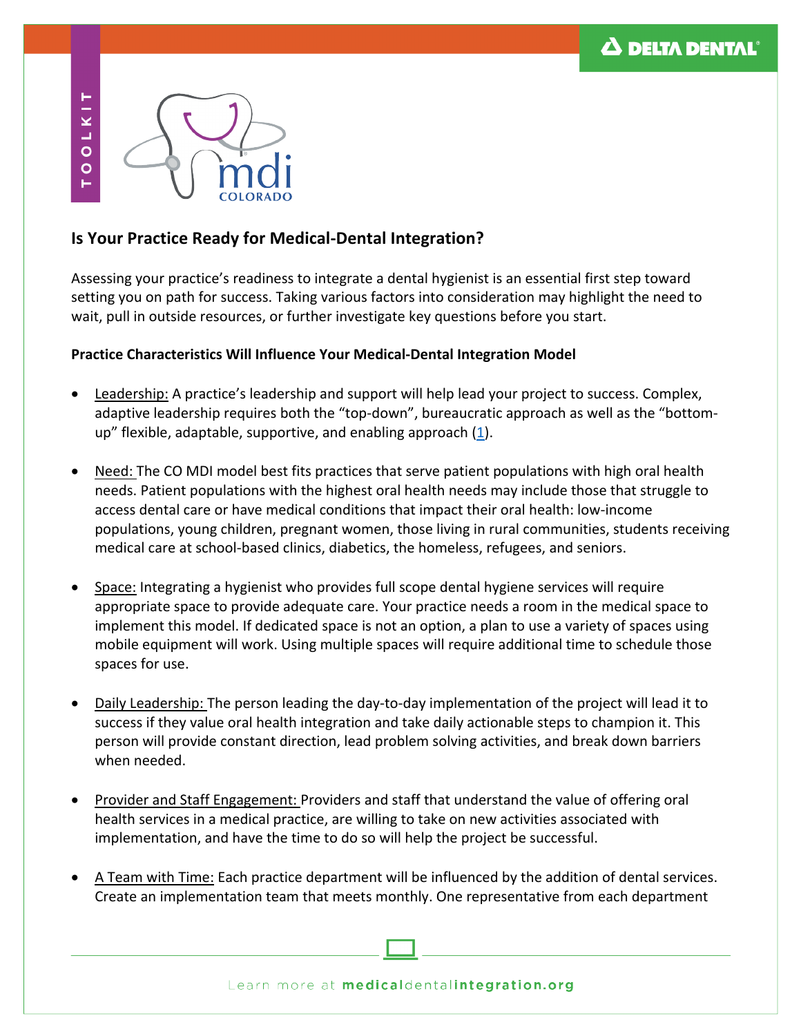# Is Your Practice Ready for Medical-Dental Integration?

Assessing your practice's readiness to integrate a dental hygienist is an essential first step toward setting you on path for success. Taking various factors into consideration may highlight the need to wait, pull in outside resources, or further investigate key questions before you start.

**Practice Characteristics Will Influence Your Medical-Dental Integration Model**

- Leadership: A practice's leadership and support will help lead your project to success. Complex, adaptive leadership requires both the "top-down", bureaucratic approach as well as the "bottom-up" flexible, adaptable, supportive, and enabling approach (1).

- Need: The CO MDI model best fits practices that serve patient populations with high oral health needs. Patient populations with the highest oral health needs may include those that struggle to access dental care or have medical conditions that impact their oral health: low-income populations, young children, pregnant women, those living in rural communities, students receiving medical care at school-based clinics, diabetics, the homeless, refugees, and seniors.

- Space: Integrating a hygienist who provides full scope dental hygiene services will require appropriate space to provide adequate care. Your practice needs a room in the medical space to implement this model. If dedicated space is not an option, a plan to use a variety of spaces using mobile equipment will work. Using multiple spaces will require additional time to schedule those spaces for use.

- Daily Leadership: The person leading the day-to-day implementation of the project will lead it to success if they value oral health integration and take daily actionable steps to champion it. This person will provide constant direction, lead problem solving activities, and break down barriers when needed.

- Provider and Staff Engagement: Providers and staff that understand the value of offering oral health services in a medical practice, are willing to take on new activities associated with implementation, and have the time to do so will help the project be successful.

- A Team with Time: Each practice department will be influenced by the addition of dental services. Create an implementation team that meets monthly. One representative from each department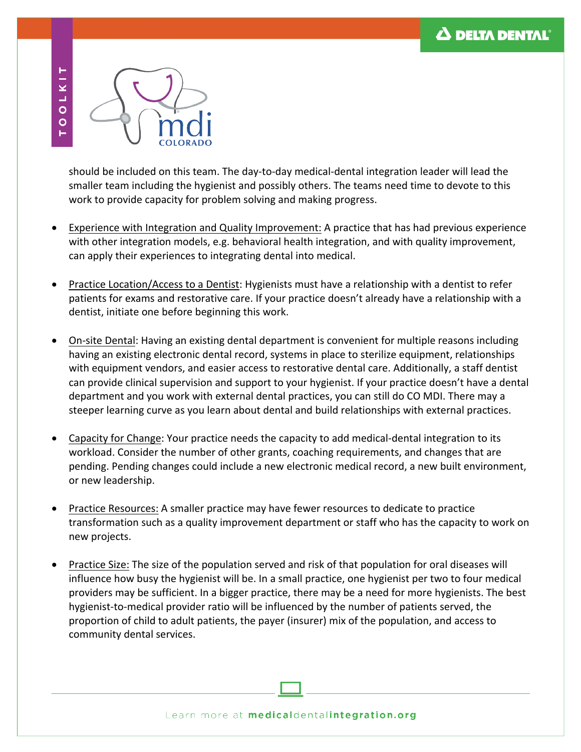should be included on this team. The day-to-day medical-dental integration leader will lead the smaller team including the hygienist and possibly others. The teams need time to devote to this work to provide capacity for problem solving and making progress.

- Experience with Integration and Quality Improvement: A practice that has had previous experience with other integration models, e.g. behavioral health integration, and with quality improvement, can apply their experiences to integrating dental into medical.

- Practice Location/Access to a Dentist: Hygienists must have a relationship with a dentist to refer patients for exams and restorative care. If your practice doesn't already have a relationship with a dentist, initiate one before beginning this work.

- On-site Dental: Having an existing dental department is convenient for multiple reasons including having an existing electronic dental record, systems in place to sterilize equipment, relationships with equipment vendors, and easier access to restorative dental care. Additionally, a staff dentist can provide clinical supervision and support to your hygienist. If your practice doesn't have a dental department and you work with external dental practices, you can still do CO MDI. There may a steeper learning curve as you learn about dental and build relationships with external practices.

- Capacity for Change: Your practice needs the capacity to add medical-dental integration to its workload. Consider the number of other grants, coaching requirements, and changes that are pending. Pending changes could include a new electronic medical record, a new built environment, or new leadership.

- Practice Resources: A smaller practice may have fewer resources to dedicate to practice transformation such as a quality improvement department or staff who has the capacity to work on new projects.

- Practice Size: The size of the population served and risk of that population for oral diseases will influence how busy the hygienist will be. In a small practice, one hygienist per two to four medical providers may be sufficient. In a bigger practice, there may be a need for more hygienists. The best hygienist-to-medical provider ratio will be influenced by the number of patients served, the proportion of child to adult patients, the payer (insurer) mix of the population, and access to community dental services.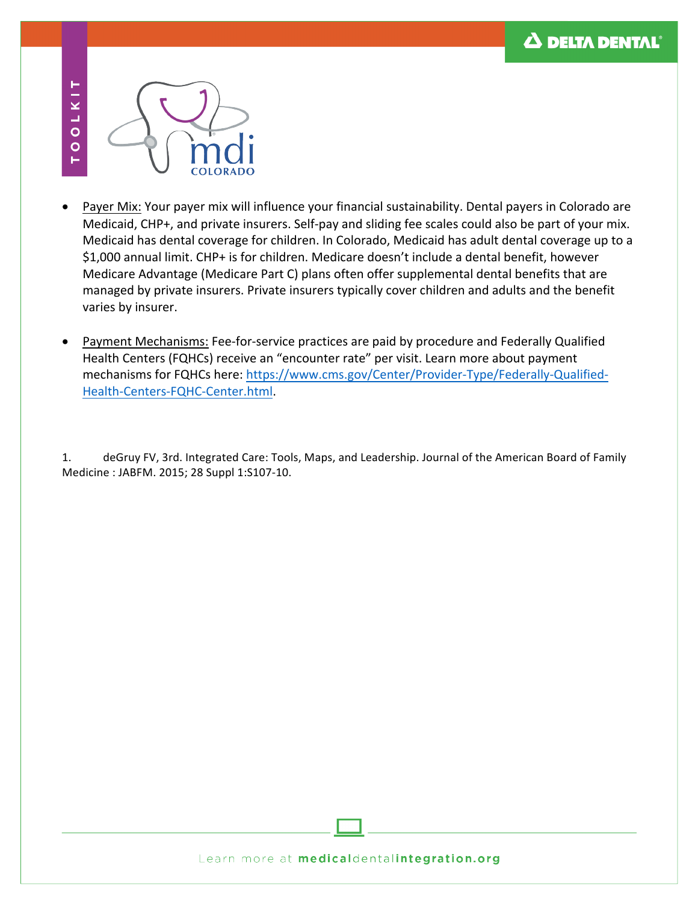- Payer Mix: Your payer mix will influence your financial sustainability. Dental payers in Colorado are Medicaid, CHP+, and private insurers. Self-pay and sliding fee scales could also be part of your mix. Medicaid has dental coverage for children. In Colorado, Medicaid has adult dental coverage up to a $1,000 annual limit. CHP+ is for children. Medicare doesn't include a dental benefit, however Medicare Advantage (Medicare Part C) plans often offer supplemental dental benefits that are managed by private insurers. Private insurers typically cover children and adults and the benefit varies by insurer.

- Payment Mechanisms: Fee-for-service practices are paid by procedure and Federally Qualified Health Centers (FQHCs) receive an "encounter rate" per visit. Learn more about payment mechanisms for FQHCs here: https://www.cms.gov/Center/Provider-Type/Federally-Qualified-Health-Centers-FQHC-Center.html.

1. deGruy FV, 3rd. Integrated Care: Tools, Maps, and Leadership. Journal of the American Board of Family Medicine : JABFM. 2015; 28 Suppl 1:S107-10.